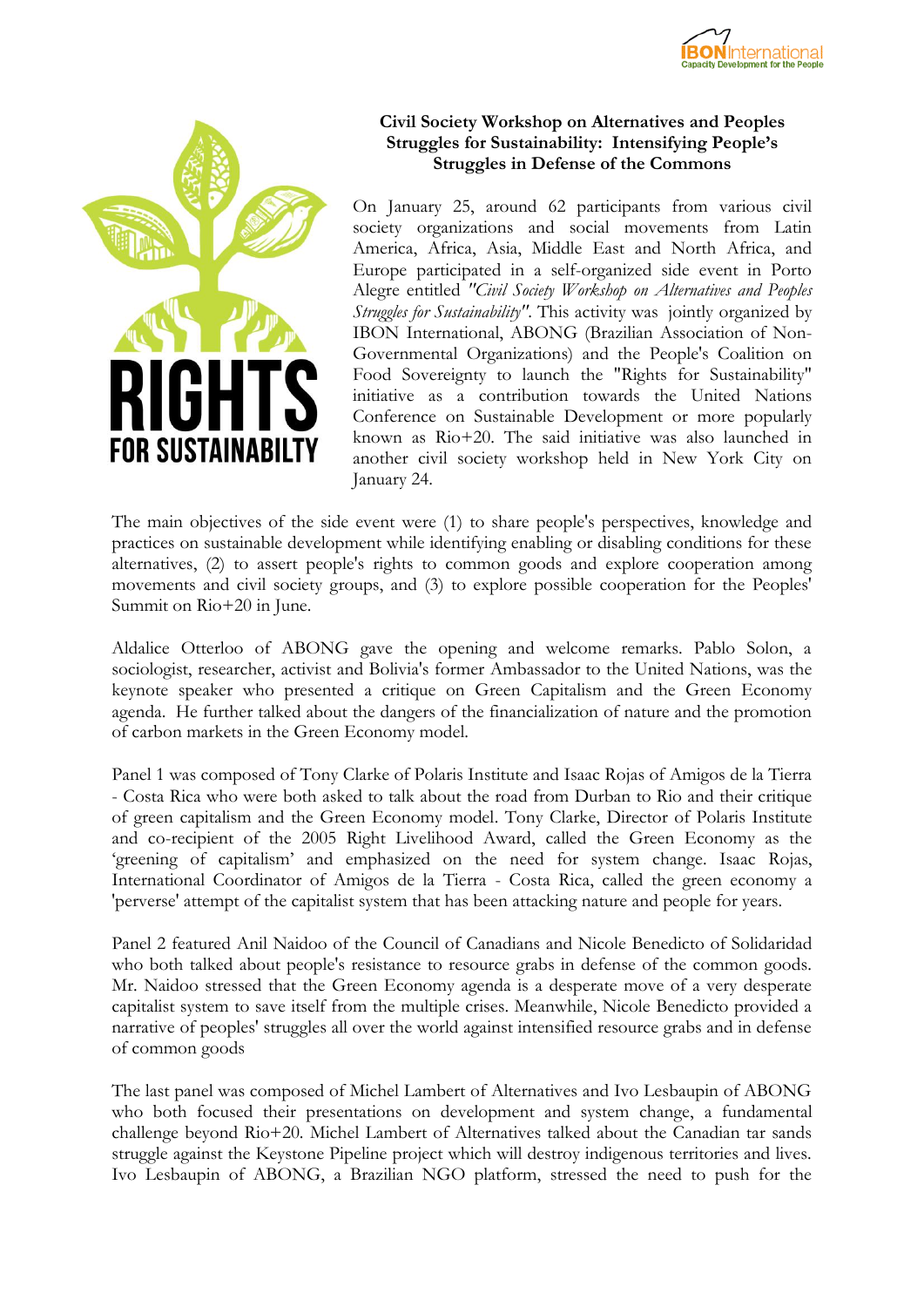**Civil Society Workshop on Alternatives and Peoples Struggles for Sustainability: Intensifying People's Struggles in Defense of the Commons**

RIGHTS FOR SUSTAINABILTY

On January 25, around 62 participants from various civil society organizations and social movements from Latin America, Africa, Asia, Middle East and North Africa, and Europe participated in a self-organized side event in Porto Alegre entitled *"Civil Society Workshop on Alternatives and Peoples Struggles for Sustainability"*. This activity was jointly organized by IBON International, ABONG (Brazilian Association of Non-Governmental Organizations) and the People's Coalition on Food Sovereignty to launch the "Rights for Sustainability" initiative as a contribution towards the United Nations Conference on Sustainable Development or more popularly known as Rio+20. The said initiative was also launched in another civil society workshop held in New York City on January 24.

The main objectives of the side event were (1) to share people's perspectives, knowledge and practices on sustainable development while identifying enabling or disabling conditions for these alternatives, (2) to assert people's rights to common goods and explore cooperation among movements and civil society groups, and (3) to explore possible cooperation for the Peoples' Summit on Rio+20 in June.

Aldalice Otterloo of ABONG gave the opening and welcome remarks. Pablo Solon, a sociologist, researcher, activist and Bolivia's former Ambassador to the United Nations, was the keynote speaker who presented a critique on Green Capitalism and the Green Economy agenda. He further talked about the dangers of the financialization of nature and the promotion of carbon markets in the Green Economy model.

Panel 1 was composed of Tony Clarke of Polaris Institute and Isaac Rojas of Amigos de la Tierra - Costa Rica who were both asked to talk about the road from Durban to Rio and their critique of green capitalism and the Green Economy model. Tony Clarke, Director of Polaris Institute and co-recipient of the 2005 Right Livelihood Award, called the Green Economy as the 'greening of capitalism' and emphasized on the need for system change. Isaac Rojas, International Coordinator of Amigos de la Tierra - Costa Rica, called the green economy a 'perverse' attempt of the capitalist system that has been attacking nature and people for years.

Panel 2 featured Anil Naidoo of the Council of Canadians and Nicole Benedicto of Solidaridad who both talked about people's resistance to resource grabs in defense of the common goods. Mr. Naidoo stressed that the Green Economy agenda is a desperate move of a very desperate capitalist system to save itself from the multiple crises. Meanwhile, Nicole Benedicto provided a narrative of peoples' struggles all over the world against intensified resource grabs and in defense of common goods

The last panel was composed of Michel Lambert of Alternatives and Ivo Lesbaupin of ABONG who both focused their presentations on development and system change, a fundamental challenge beyond Rio+20. Michel Lambert of Alternatives talked about the Canadian tar sands struggle against the Keystone Pipeline project which will destroy indigenous territories and lives. Ivo Lesbaupin of ABONG, a Brazilian NGO platform, stressed the need to push for the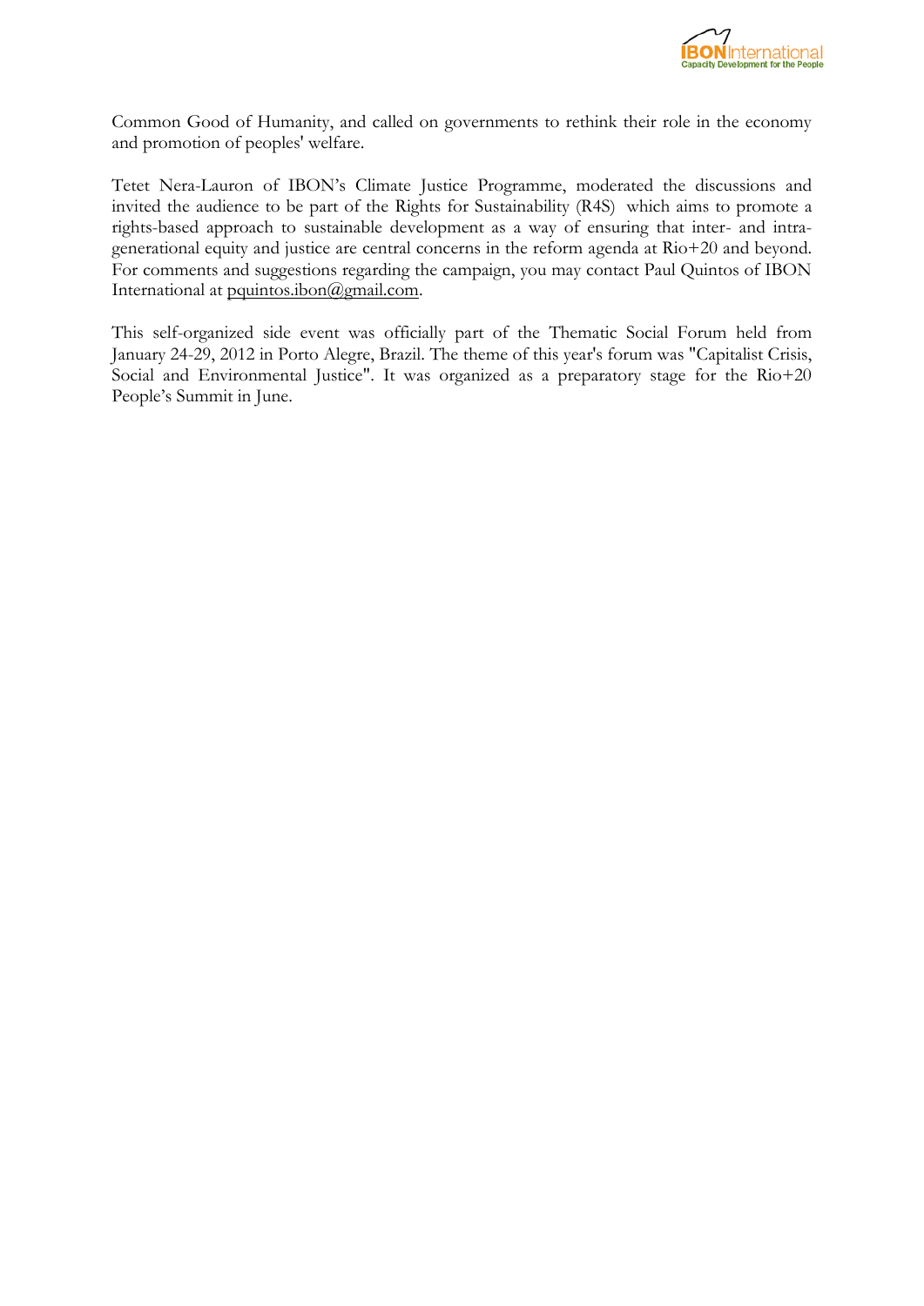Common Good of Humanity, and called on governments to rethink their role in the economy and promotion of peoples' welfare.

Tetet Nera-Lauron of IBON's Climate Justice Programme, moderated the discussions and invited the audience to be part of the Rights for Sustainability (R4S) which aims to promote a rights-based approach to sustainable development as a way of ensuring that inter- and intra-generational equity and justice are central concerns in the reform agenda at Rio+20 and beyond. For comments and suggestions regarding the campaign, you may contact Paul Quintos of IBON International at pquintos.ibon@gmail.com.

This self-organized side event was officially part of the Thematic Social Forum held from January 24-29, 2012 in Porto Alegre, Brazil. The theme of this year's forum was "Capitalist Crisis, Social and Environmental Justice". It was organized as a preparatory stage for the Rio+20 People's Summit in June.